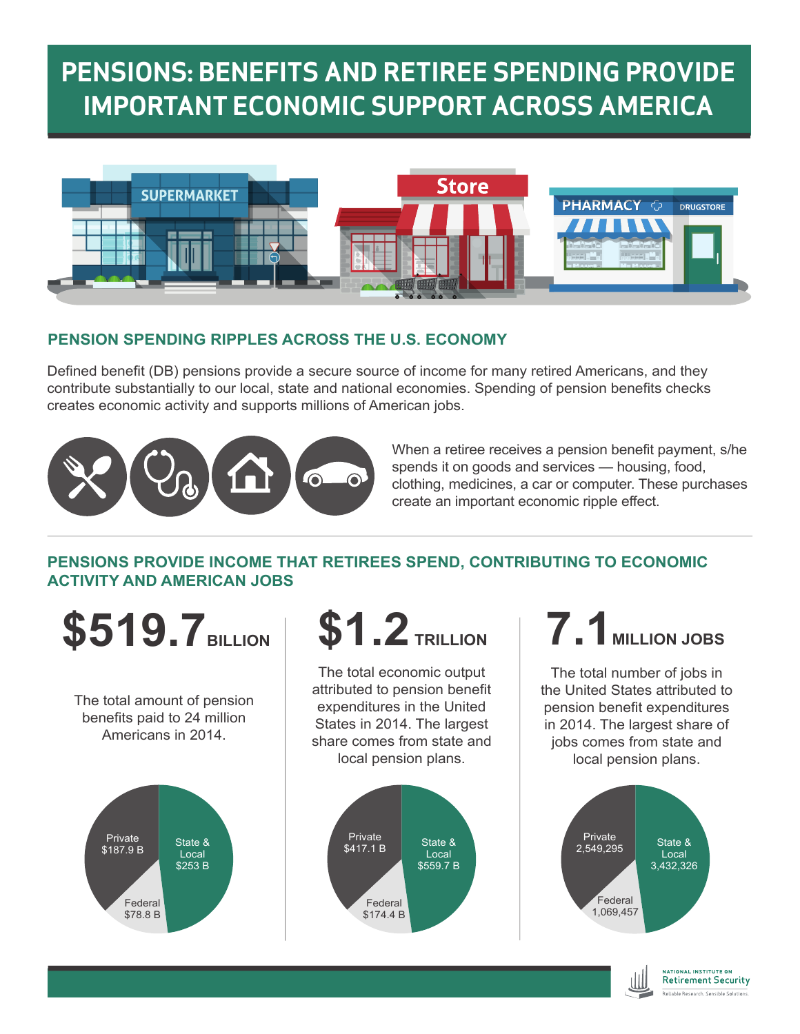# PENSIONS: BENEFITS AND RETIREE SPENDING PROVIDE IMPORTANT ECONOMIC SUPPORT ACROSS AMERICA

## PENSION SPENDING RIPPLES ACROSS THE U.S. ECONOMY

Defined benefit (DB) pensions provide a secure source of income for many retired Americans, and they contribute substantially to our local, state and national economies. Spending of pension benefits checks creates economic activity and supports millions of American jobs.

When a retiree receives a pension benefit payment, s/he spends it on goods and services — housing, food, clothing, medicines, a car or computer. These purchases create an important economic ripple effect.

## PENSIONS PROVIDE INCOME THAT RETIREES SPEND, CONTRIBUTING TO ECONOMIC ACTIVITY AND AMERICAN JOBS

### $519.7 BILLION

The total amount of pension benefits paid to 24 million Americans in 2014.

- Private $187.9 B
- State & Local $253 B
- Federal $78.8 B

### $1.2 TRILLION

The total economic output attributed to pension benefit expenditures in the United States in 2014. The largest share comes from state and local pension plans.

- Private $417.1 B
- State & Local $559.7 B
- Federal $174.4 B

### 7.1 MILLION JOBS

The total number of jobs in the United States attributed to pension benefit expenditures in 2014. The largest share of jobs comes from state and local pension plans.

- Private 2,549,295
- State & Local 3,432,326
- Federal 1,069,457

NATIONAL INSTITUTE ON Retirement Security
Reliable Research. Sensible Solutions.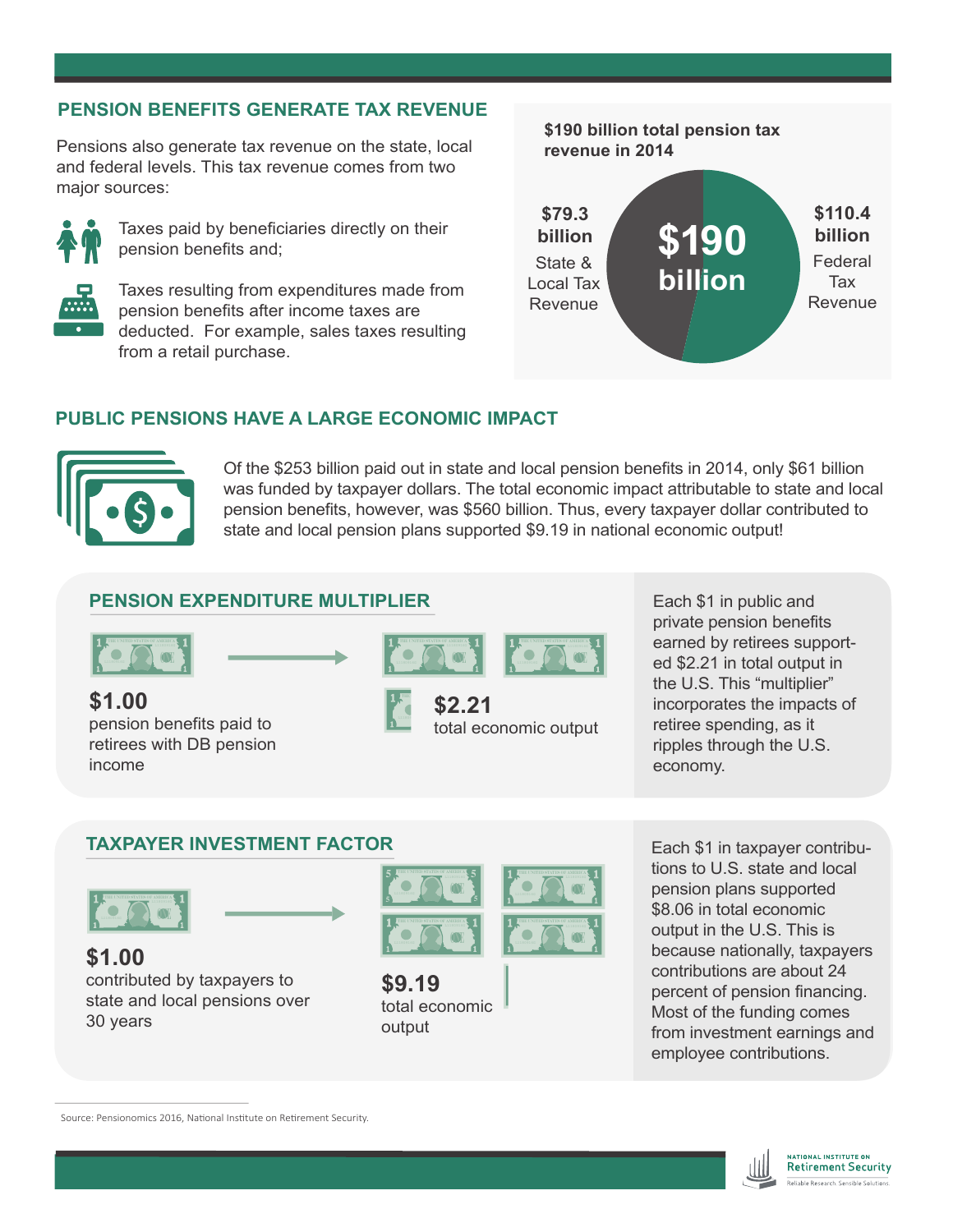## PENSION BENEFITS GENERATE TAX REVENUE

Pensions also generate tax revenue on the state, local and federal levels. This tax revenue comes from two major sources:

- Taxes paid by beneficiaries directly on their pension benefits and;
- Taxes resulting from expenditures made from pension benefits after income taxes are deducted. For example, sales taxes resulting from a retail purchase.

**$190 billion total pension tax revenue in 2014**

**$79.3 billion**
State & Local Tax Revenue

**$190 billion**

**$110.4 billion**
Federal Tax Revenue

## PUBLIC PENSIONS HAVE A LARGE ECONOMIC IMPACT

Of the $253 billion paid out in state and local pension benefits in 2014, only $61 billion was funded by taxpayer dollars. The total economic impact attributable to state and local pension benefits, however, was $560 billion. Thus, every taxpayer dollar contributed to state and local pension plans supported $9.19 in national economic output!

### PENSION EXPENDITURE MULTIPLIER

**$1.00**
pension benefits paid to retirees with DB pension income

**$2.21**
total economic output

Each $1 in public and private pension benefits earned by retirees supported $2.21 in total output in the U.S. This "multiplier" incorporates the impacts of retiree spending, as it ripples through the U.S. economy.

### TAXPAYER INVESTMENT FACTOR

**$1.00**
contributed by taxpayers to state and local pensions over 30 years

**$9.19**
total economic output

Each $1 in taxpayer contributions to U.S. state and local pension plans supported $8.06 in total economic output in the U.S. This is because nationally, taxpayers contributions are about 24 percent of pension financing. Most of the funding comes from investment earnings and employee contributions.

Source: Pensionomics 2016, National Institute on Retirement Security.